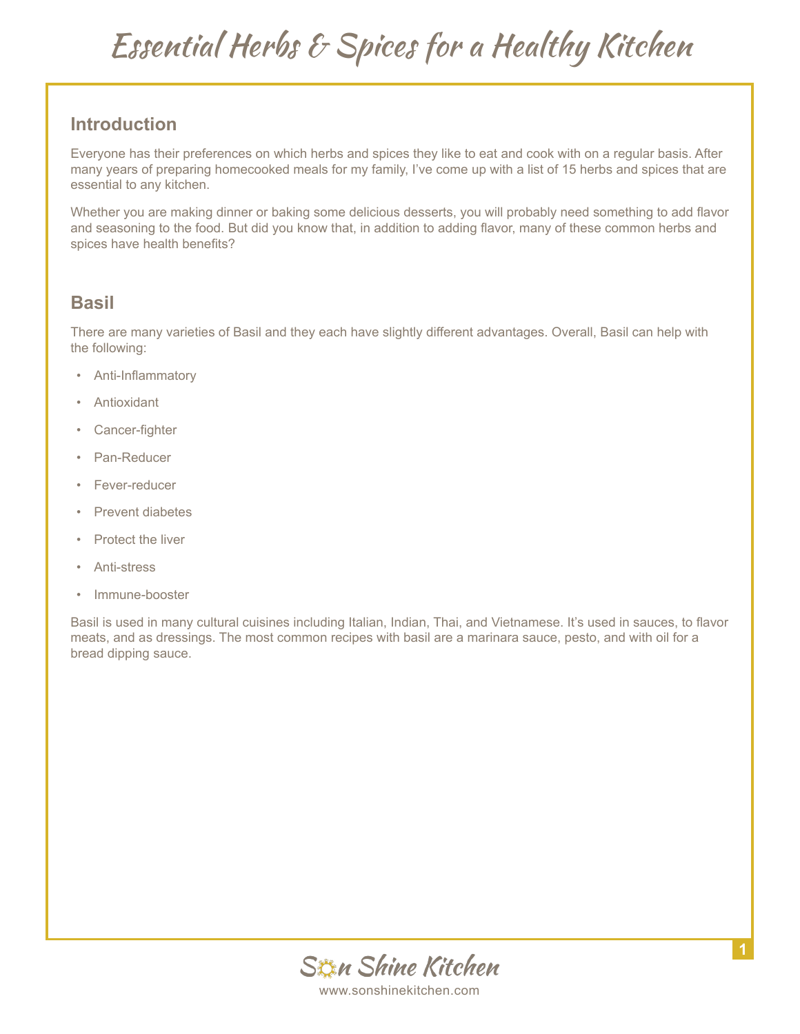# Essential Herbs & Spices for a Healthy Kitchen

## Introduction

Everyone has their preferences on which herbs and spices they like to eat and cook with on a regular basis. After many years of preparing homecooked meals for my family, I've come up with a list of 15 herbs and spices that are essential to any kitchen.

Whether you are making dinner or baking some delicious desserts, you will probably need something to add flavor and seasoning to the food. But did you know that, in addition to adding flavor, many of these common herbs and spices have health benefits?

## Basil

There are many varieties of Basil and they each have slightly different advantages. Overall, Basil can help with the following:

- Anti-Inflammatory
- Antioxidant
- Cancer-fighter
- Pan-Reducer
- Fever-reducer
- Prevent diabetes
- Protect the liver
- Anti-stress
- Immune-booster

Basil is used in many cultural cuisines including Italian, Indian, Thai, and Vietnamese. It's used in sauces, to flavor meats, and as dressings. The most common recipes with basil are a marinara sauce, pesto, and with oil for a bread dipping sauce.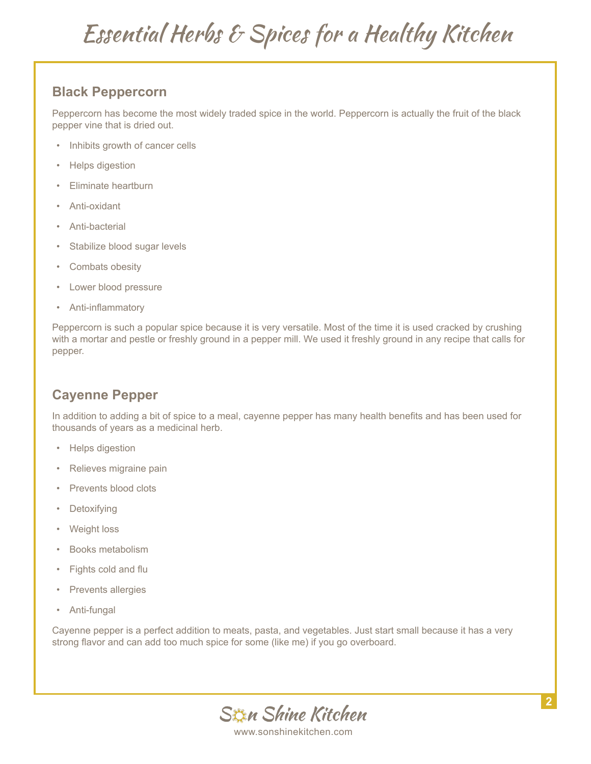# Essential Herbs & Spices for a Healthy Kitchen

## Black Peppercorn

Peppercorn has become the most widely traded spice in the world. Peppercorn is actually the fruit of the black pepper vine that is dried out.

- Inhibits growth of cancer cells
- Helps digestion
- Eliminate heartburn
- Anti-oxidant
- Anti-bacterial
- Stabilize blood sugar levels
- Combats obesity
- Lower blood pressure
- Anti-inflammatory

Peppercorn is such a popular spice because it is very versatile. Most of the time it is used cracked by crushing with a mortar and pestle or freshly ground in a pepper mill. We used it freshly ground in any recipe that calls for pepper.

## Cayenne Pepper

In addition to adding a bit of spice to a meal, cayenne pepper has many health benefits and has been used for thousands of years as a medicinal herb.

- Helps digestion
- Relieves migraine pain
- Prevents blood clots
- Detoxifying
- Weight loss
- Books metabolism
- Fights cold and flu
- Prevents allergies
- Anti-fungal

Cayenne pepper is a perfect addition to meats, pasta, and vegetables. Just start small because it has a very strong flavor and can add too much spice for some (like me) if you go overboard.

Son Shine Kitchen
www.sonshinekitchen.com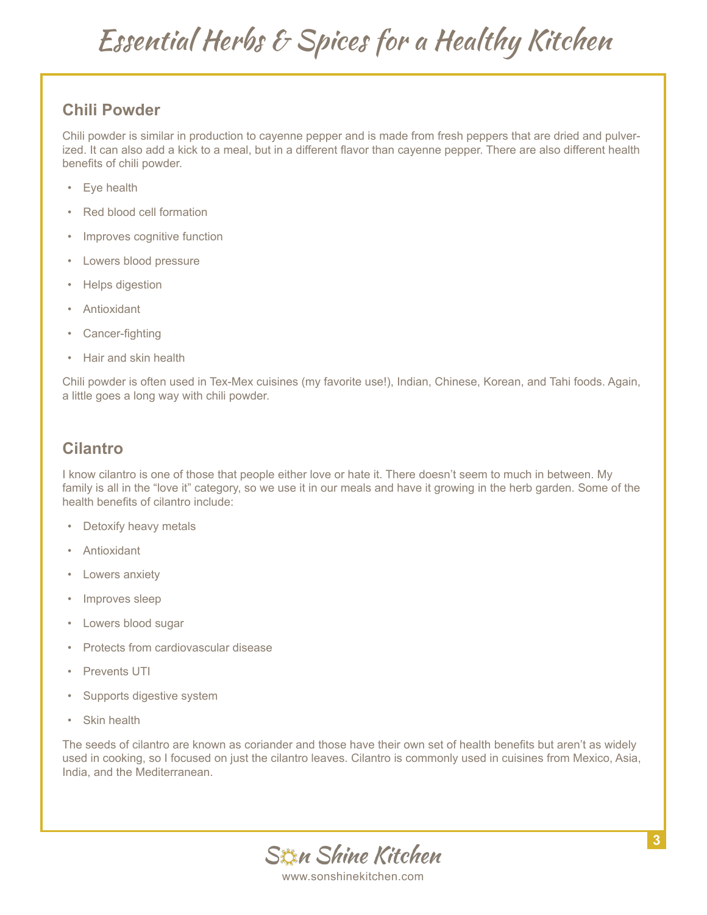# Essential Herbs & Spices for a Healthy Kitchen

## Chili Powder

Chili powder is similar in production to cayenne pepper and is made from fresh peppers that are dried and pulverized. It can also add a kick to a meal, but in a different flavor than cayenne pepper. There are also different health benefits of chili powder.

- Eye health
- Red blood cell formation
- Improves cognitive function
- Lowers blood pressure
- Helps digestion
- Antioxidant
- Cancer-fighting
- Hair and skin health

Chili powder is often used in Tex-Mex cuisines (my favorite use!), Indian, Chinese, Korean, and Tahi foods. Again, a little goes a long way with chili powder.

## Cilantro

I know cilantro is one of those that people either love or hate it. There doesn't seem to much in between. My family is all in the "love it" category, so we use it in our meals and have it growing in the herb garden. Some of the health benefits of cilantro include:

- Detoxify heavy metals
- Antioxidant
- Lowers anxiety
- Improves sleep
- Lowers blood sugar
- Protects from cardiovascular disease
- Prevents UTI
- Supports digestive system
- Skin health

The seeds of cilantro are known as coriander and those have their own set of health benefits but aren't as widely used in cooking, so I focused on just the cilantro leaves. Cilantro is commonly used in cuisines from Mexico, Asia, India, and the Mediterranean.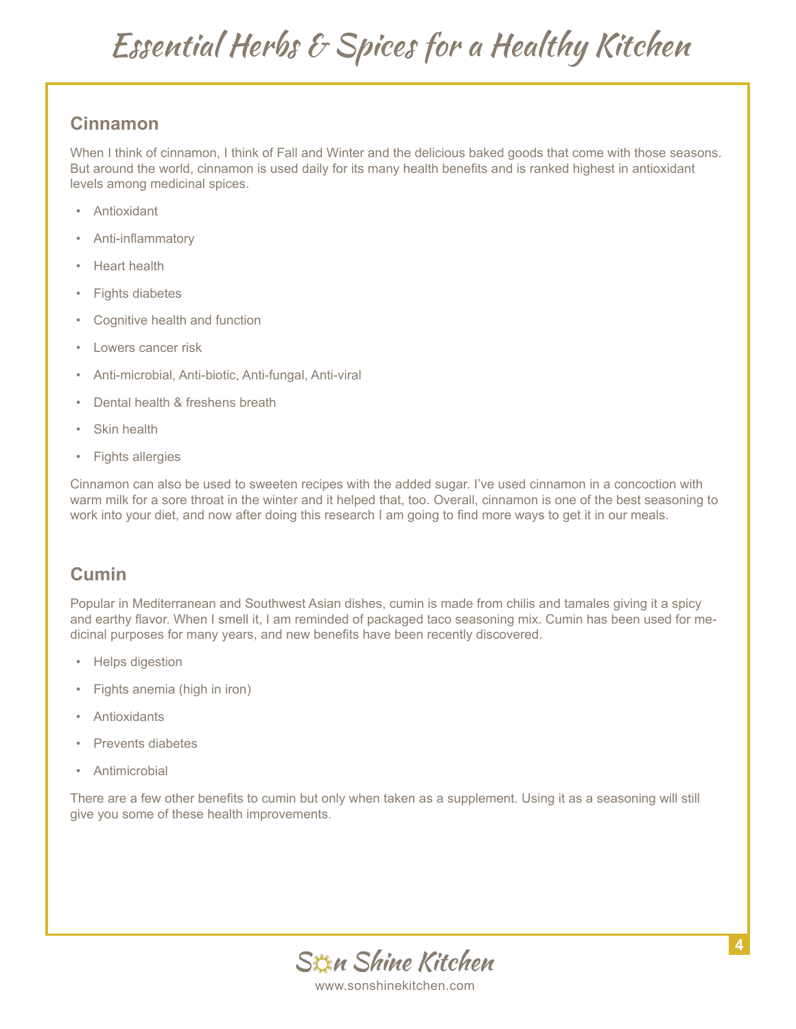# Essential Herbs & Spices for a Healthy Kitchen

## Cinnamon

When I think of cinnamon, I think of Fall and Winter and the delicious baked goods that come with those seasons. But around the world, cinnamon is used daily for its many health benefits and is ranked highest in antioxidant levels among medicinal spices.

- Antioxidant
- Anti-inflammatory
- Heart health
- Fights diabetes
- Cognitive health and function
- Lowers cancer risk
- Anti-microbial, Anti-biotic, Anti-fungal, Anti-viral
- Dental health & freshens breath
- Skin health
- Fights allergies

Cinnamon can also be used to sweeten recipes with the added sugar. I've used cinnamon in a concoction with warm milk for a sore throat in the winter and it helped that, too. Overall, cinnamon is one of the best seasoning to work into your diet, and now after doing this research I am going to find more ways to get it in our meals.

## Cumin

Popular in Mediterranean and Southwest Asian dishes, cumin is made from chilis and tamales giving it a spicy and earthy flavor. When I smell it, I am reminded of packaged taco seasoning mix. Cumin has been used for medicinal purposes for many years, and new benefits have been recently discovered.

- Helps digestion
- Fights anemia (high in iron)
- Antioxidants
- Prevents diabetes
- Antimicrobial

There are a few other benefits to cumin but only when taken as a supplement. Using it as a seasoning will still give you some of these health improvements.

Son Shine Kitchen
www.sonshinekitchen.com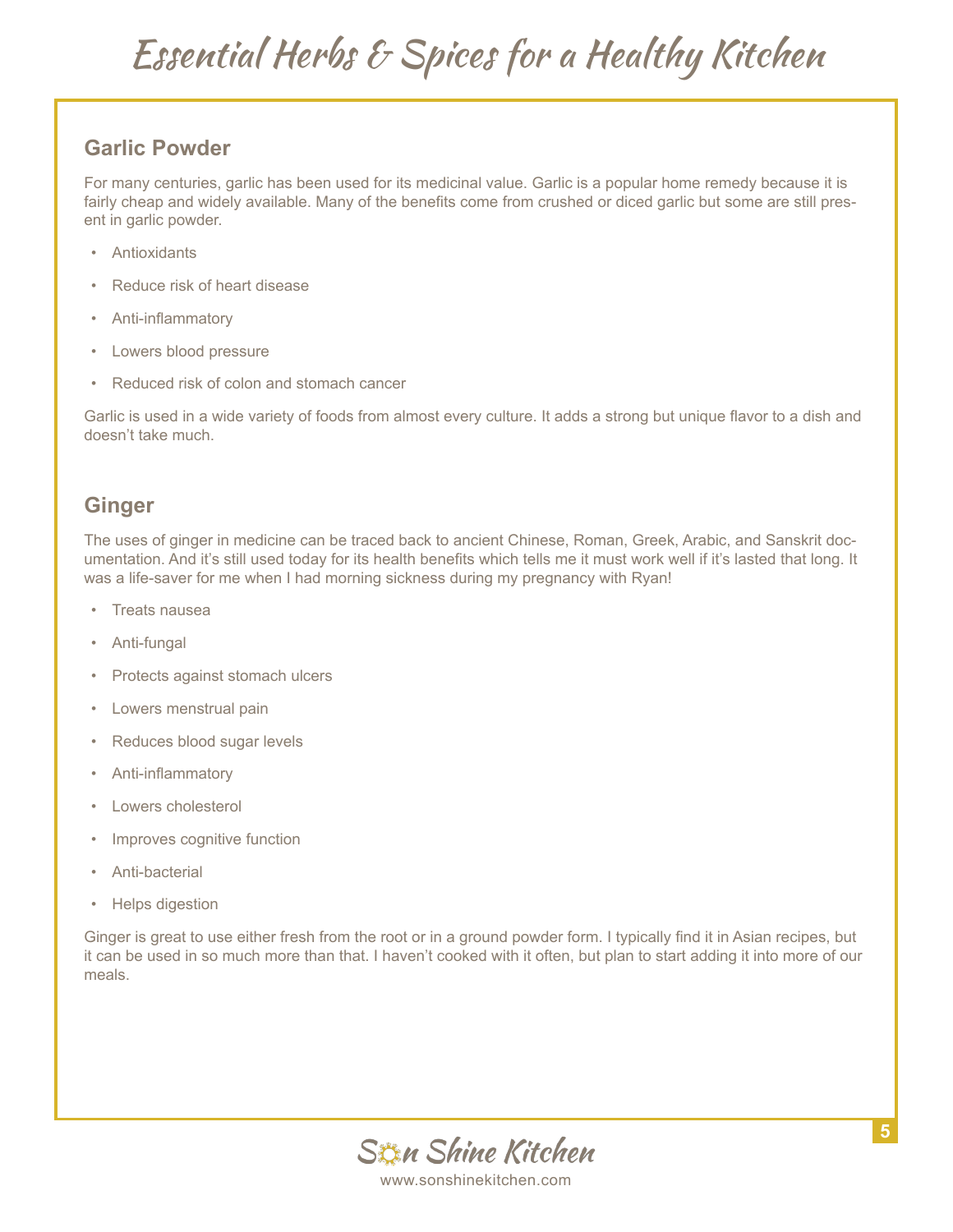# Essential Herbs & Spices for a Healthy Kitchen

## Garlic Powder

For many centuries, garlic has been used for its medicinal value. Garlic is a popular home remedy because it is fairly cheap and widely available. Many of the benefits come from crushed or diced garlic but some are still present in garlic powder.

- Antioxidants
- Reduce risk of heart disease
- Anti-inflammatory
- Lowers blood pressure
- Reduced risk of colon and stomach cancer

Garlic is used in a wide variety of foods from almost every culture. It adds a strong but unique flavor to a dish and doesn't take much.

## Ginger

The uses of ginger in medicine can be traced back to ancient Chinese, Roman, Greek, Arabic, and Sanskrit documentation. And it's still used today for its health benefits which tells me it must work well if it's lasted that long. It was a life-saver for me when I had morning sickness during my pregnancy with Ryan!

- Treats nausea
- Anti-fungal
- Protects against stomach ulcers
- Lowers menstrual pain
- Reduces blood sugar levels
- Anti-inflammatory
- Lowers cholesterol
- Improves cognitive function
- Anti-bacterial
- Helps digestion

Ginger is great to use either fresh from the root or in a ground powder form. I typically find it in Asian recipes, but it can be used in so much more than that. I haven't cooked with it often, but plan to start adding it into more of our meals.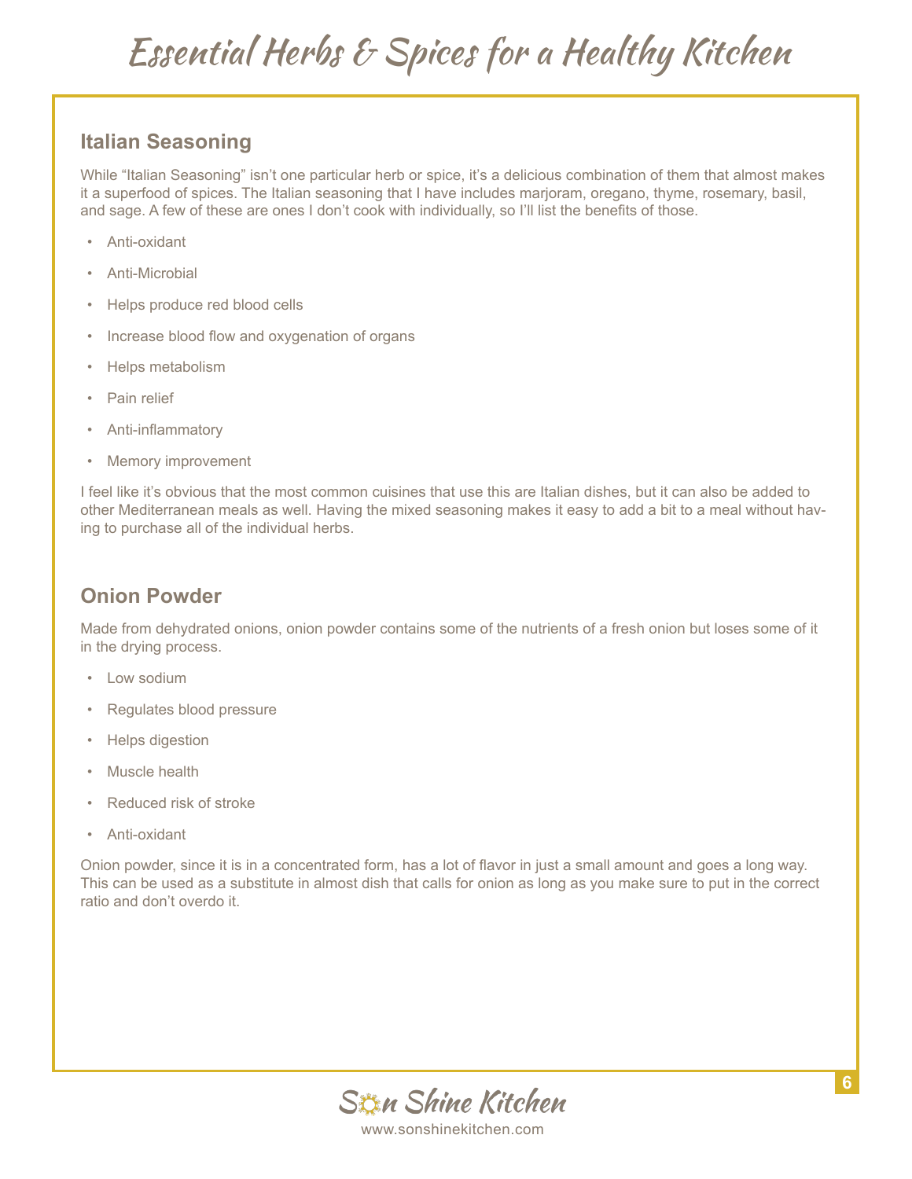## Italian Seasoning

While "Italian Seasoning" isn't one particular herb or spice, it's a delicious combination of them that almost makes it a superfood of spices. The Italian seasoning that I have includes marjoram, oregano, thyme, rosemary, basil, and sage. A few of these are ones I don't cook with individually, so I'll list the benefits of those.

- Anti-oxidant
- Anti-Microbial
- Helps produce red blood cells
- Increase blood flow and oxygenation of organs
- Helps metabolism
- Pain relief
- Anti-inflammatory
- Memory improvement

I feel like it's obvious that the most common cuisines that use this are Italian dishes, but it can also be added to other Mediterranean meals as well. Having the mixed seasoning makes it easy to add a bit to a meal without having to purchase all of the individual herbs.

## Onion Powder

Made from dehydrated onions, onion powder contains some of the nutrients of a fresh onion but loses some of it in the drying process.

- Low sodium
- Regulates blood pressure
- Helps digestion
- Muscle health
- Reduced risk of stroke
- Anti-oxidant

Onion powder, since it is in a concentrated form, has a lot of flavor in just a small amount and goes a long way. This can be used as a substitute in almost dish that calls for onion as long as you make sure to put in the correct ratio and don't overdo it.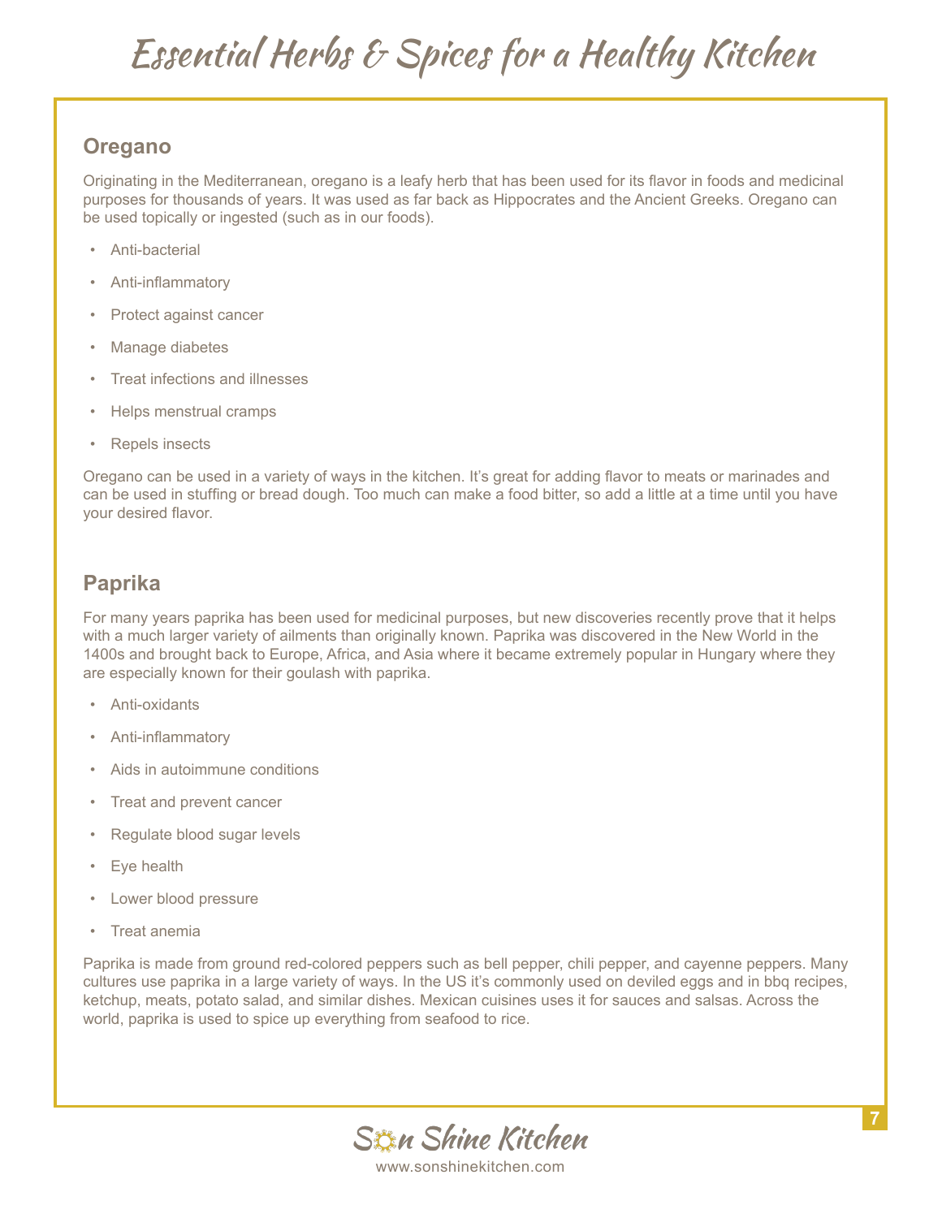# Essential Herbs & Spices for a Healthy Kitchen

## Oregano

Originating in the Mediterranean, oregano is a leafy herb that has been used for its flavor in foods and medicinal purposes for thousands of years. It was used as far back as Hippocrates and the Ancient Greeks. Oregano can be used topically or ingested (such as in our foods).

- Anti-bacterial
- Anti-inflammatory
- Protect against cancer
- Manage diabetes
- Treat infections and illnesses
- Helps menstrual cramps
- Repels insects

Oregano can be used in a variety of ways in the kitchen. It's great for adding flavor to meats or marinades and can be used in stuffing or bread dough. Too much can make a food bitter, so add a little at a time until you have your desired flavor.

## Paprika

For many years paprika has been used for medicinal purposes, but new discoveries recently prove that it helps with a much larger variety of ailments than originally known. Paprika was discovered in the New World in the 1400s and brought back to Europe, Africa, and Asia where it became extremely popular in Hungary where they are especially known for their goulash with paprika.

- Anti-oxidants
- Anti-inflammatory
- Aids in autoimmune conditions
- Treat and prevent cancer
- Regulate blood sugar levels
- Eye health
- Lower blood pressure
- Treat anemia

Paprika is made from ground red-colored peppers such as bell pepper, chili pepper, and cayenne peppers. Many cultures use paprika in a large variety of ways. In the US it's commonly used on deviled eggs and in bbq recipes, ketchup, meats, potato salad, and similar dishes. Mexican cuisines uses it for sauces and salsas. Across the world, paprika is used to spice up everything from seafood to rice.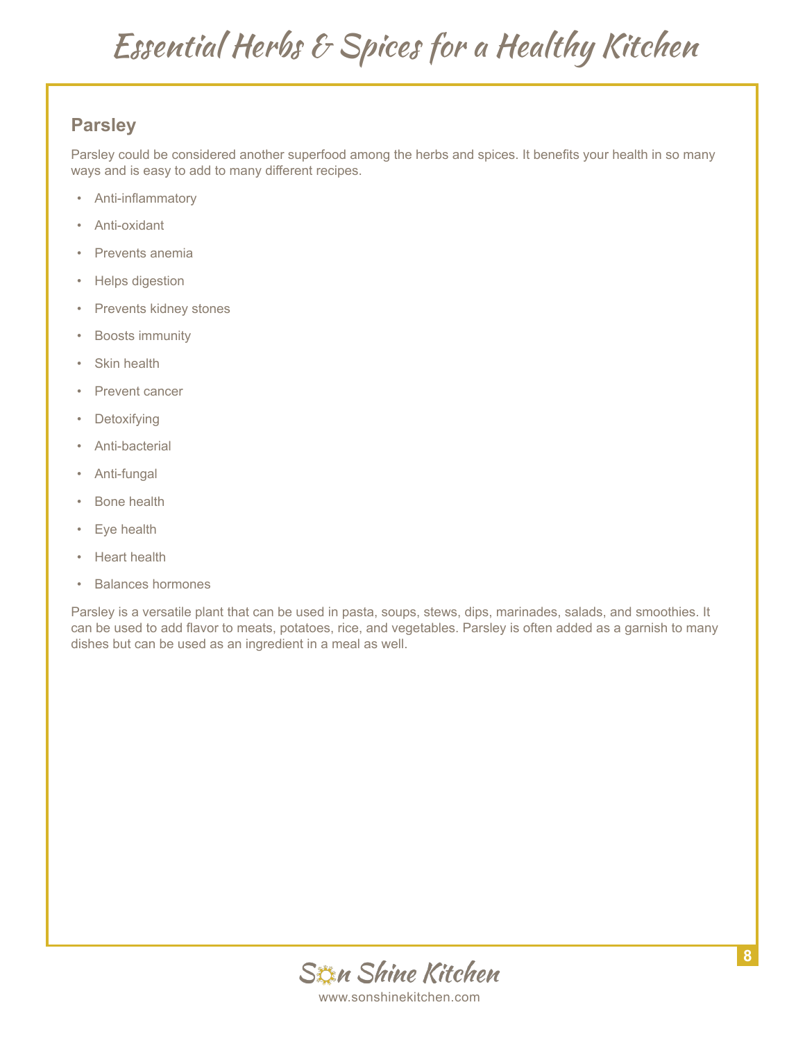## Parsley

Parsley could be considered another superfood among the herbs and spices. It benefits your health in so many ways and is easy to add to many different recipes.

- Anti-inflammatory
- Anti-oxidant
- Prevents anemia
- Helps digestion
- Prevents kidney stones
- Boosts immunity
- Skin health
- Prevent cancer
- Detoxifying
- Anti-bacterial
- Anti-fungal
- Bone health
- Eye health
- Heart health
- Balances hormones

Parsley is a versatile plant that can be used in pasta, soups, stews, dips, marinades, salads, and smoothies. It can be used to add flavor to meats, potatoes, rice, and vegetables. Parsley is often added as a garnish to many dishes but can be used as an ingredient in a meal as well.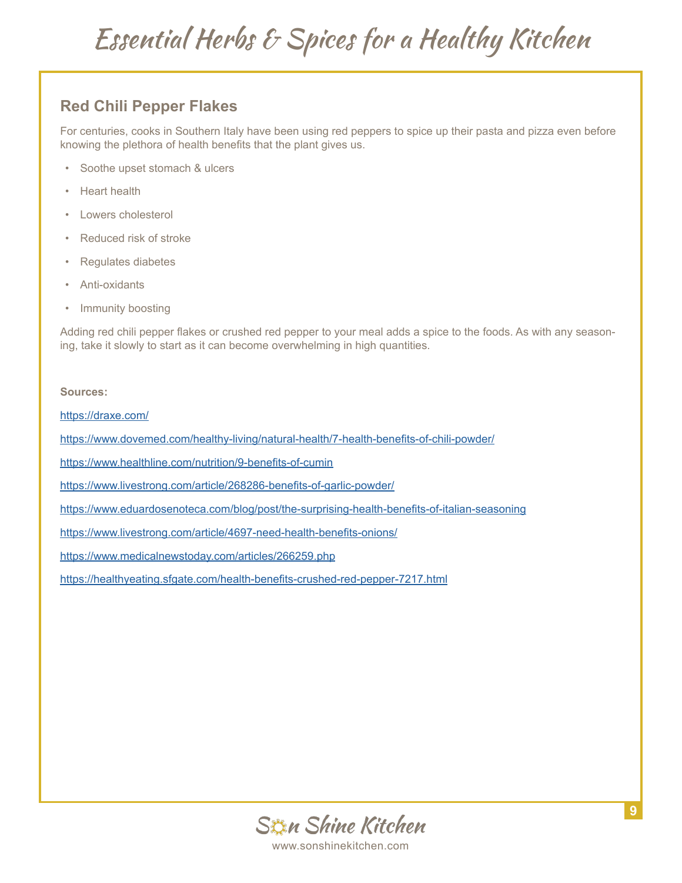# Essential Herbs & Spices for a Healthy Kitchen

## Red Chili Pepper Flakes

For centuries, cooks in Southern Italy have been using red peppers to spice up their pasta and pizza even before knowing the plethora of health benefits that the plant gives us.

- Soothe upset stomach & ulcers
- Heart health
- Lowers cholesterol
- Reduced risk of stroke
- Regulates diabetes
- Anti-oxidants
- Immunity boosting

Adding red chili pepper flakes or crushed red pepper to your meal adds a spice to the foods. As with any seasoning, take it slowly to start as it can become overwhelming in high quantities.

**Sources:**

https://draxe.com/

https://www.dovemed.com/healthy-living/natural-health/7-health-benefits-of-chili-powder/

https://www.healthline.com/nutrition/9-benefits-of-cumin

https://www.livestrong.com/article/268286-benefits-of-garlic-powder/

https://www.eduardosenoteca.com/blog/post/the-surprising-health-benefits-of-italian-seasoning

https://www.livestrong.com/article/4697-need-health-benefits-onions/

https://www.medicalnewstoday.com/articles/266259.php

https://healthyeating.sfgate.com/health-benefits-crushed-red-pepper-7217.html

Son Shine Kitchen
www.sonshinekitchen.com